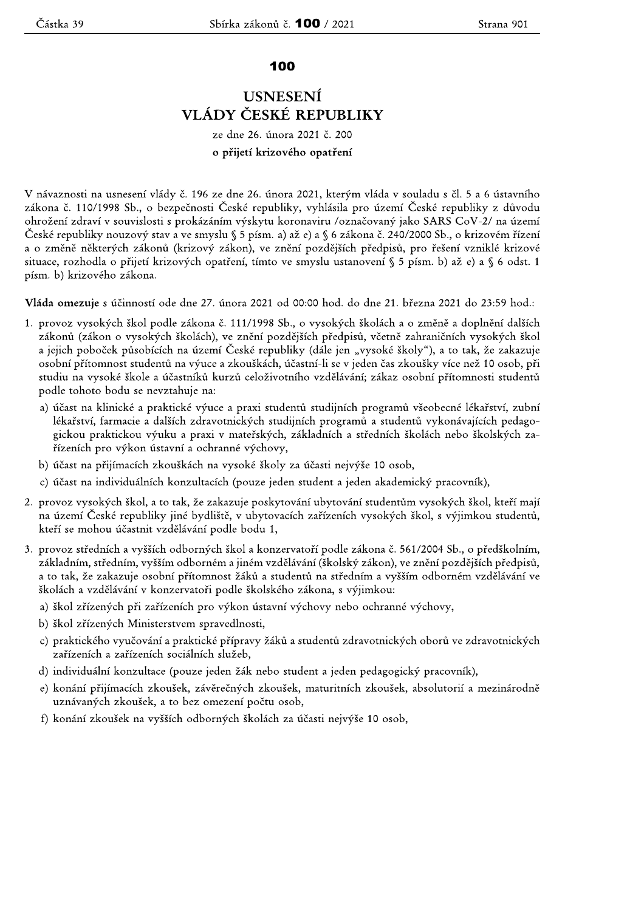# 100

# USNESENÍ VLÁDY ČESKÉ REPUBLIKY

ze dne 26. února 2021 č. 200

**o přijetí krizového opatření**

V návaznosti na usnesení vlády č. 196 ze dne 26. února 2021, kterým vláda v souladu s čl. 5 a 6 ústavního zákona č. 110/1998 Sb., o bezpečnosti České republiky, vyhlásila pro území České republiky z důvodu ohrožení zdraví v souvislosti s prokázáním výskytu koronaviru /označovaný jako SARS CoV-2/ na území České republiky nouzový stav a ve smyslu § 5 písm. a) až e) a § 6 zákona č. 240/2000 Sb., o krizovém řízení a o změně některých zákonů (krizový zákon), ve znění pozdějších předpisů, pro řešení vzniklé krizové situace, rozhodla o přijetí krizových opatření, tímto ve smyslu ustanovení § 5 písm. b) až e) a § 6 odst. 1 písm. b) krizového zákona.

**Vláda omezuje** s účinností ode dne 27. února 2021 od 00:00 hod. do dne 21. března 2021 do 23:59 hod.:

1. provoz vysokých škol podle zákona č. 111/1998 Sb., o vysokých školách a o změně a doplnění dalších zákonů (zákon o vysokých školách), ve znění pozdějších předpisů, včetně zahraničních vysokých škol a jejich poboček působících na území České republiky (dále jen „vysoké školy"), a to tak, že zakazuje osobní přítomnost studentů na výuce a zkouškách, účastní-li se v jeden čas zkoušky více než 10 osob, při studiu na vysoké škole a účastníků kurzů celoživotního vzdělávání; zákaz osobní přítomnosti studentů podle tohoto bodu se nevztahuje na:
   a) účast na klinické a praktické výuce a praxi studentů studijních programů všeobecné lékařství, zubní lékařství, farmacie a dalších zdravotnických studijních programů a studentů vykonávajících pedagogickou praktickou výuku a praxi v mateřských, základních a středních školách nebo školských zařízeních pro výkon ústavní a ochranné výchovy,
   b) účast na přijímacích zkouškách na vysoké školy za účasti nejvýše 10 osob,
   c) účast na individuálních konzultacích (pouze jeden student a jeden akademický pracovník),
2. provoz vysokých škol, a to tak, že zakazuje poskytování ubytování studentům vysokých škol, kteří mají na území České republiky jiné bydliště, v ubytovacích zařízeních vysokých škol, s výjimkou studentů, kteří se mohou účastnit vzdělávání podle bodu 1,
3. provoz středních a vyšších odborných škol a konzervatoří podle zákona č. 561/2004 Sb., o předškolním, základním, středním, vyšším odborném a jiném vzdělávání (školský zákon), ve znění pozdějších předpisů, a to tak, že zakazuje osobní přítomnost žáků a studentů na středním a vyšším odborném vzdělávání ve školách a vzdělávání v konzervatoři podle školského zákona, s výjimkou:
   a) škol zřízených při zařízeních pro výkon ústavní výchovy nebo ochranné výchovy,
   b) škol zřízených Ministerstvem spravedlnosti,
   c) praktického vyučování a praktické přípravy žáků a studentů zdravotnických oborů ve zdravotnických zařízeních a zařízeních sociálních služeb,
   d) individuální konzultace (pouze jeden žák nebo student a jeden pedagogický pracovník),
   e) konání přijímacích zkoušek, závěrečných zkoušek, maturitních zkoušek, absolutorií a mezinárodně uznávaných zkoušek, a to bez omezení počtu osob,
   f) konání zkoušek na vyšších odborných školách za účasti nejvýše 10 osob,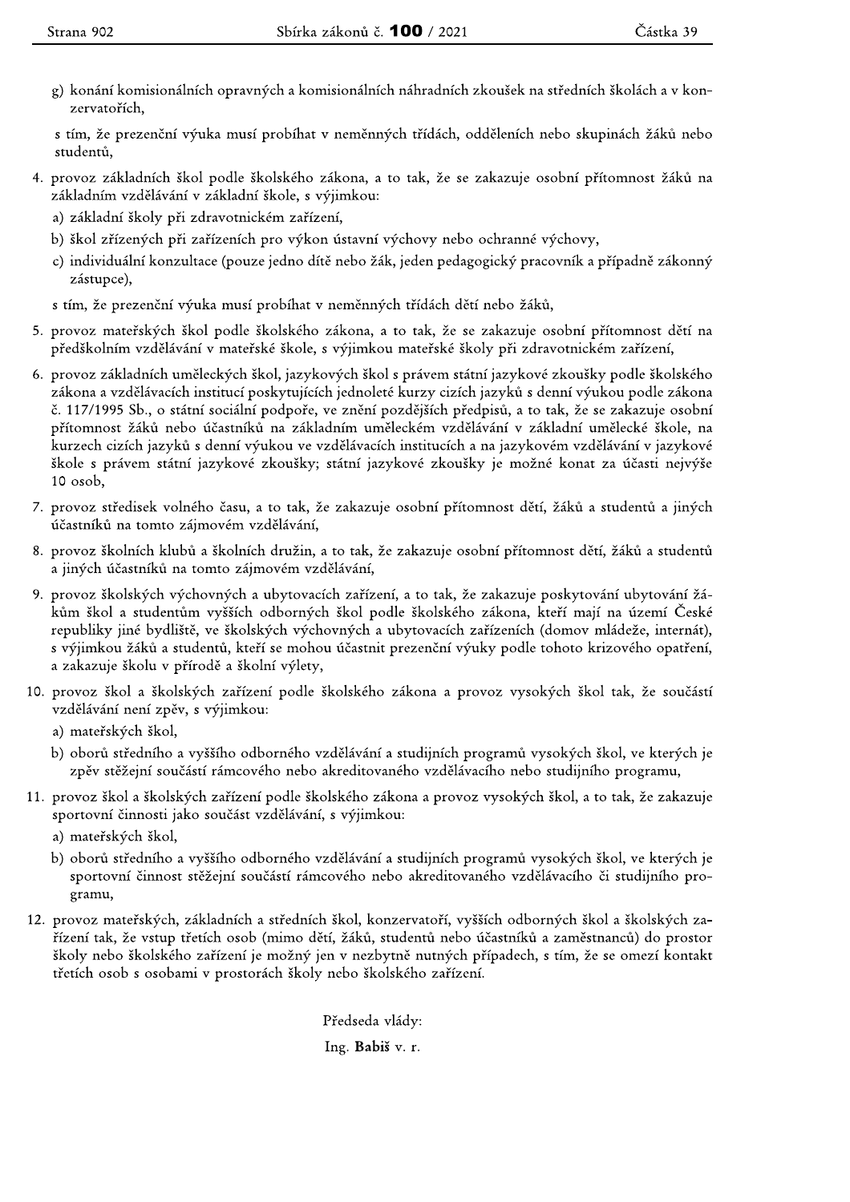g) konání komisionálních opravných a komisionálních náhradních zkoušek na středních školách a v konzervatořích,

s tím, že prezenční výuka musí probíhat v neměnných třídách, odděleních nebo skupinách žáků nebo studentů,

4. provoz základních škol podle školského zákona, a to tak, že se zakazuje osobní přítomnost žáků na základním vzdělávání v základní škole, s výjimkou:
   a) základní školy při zdravotnickém zařízení,
   b) škol zřízených při zařízeních pro výkon ústavní výchovy nebo ochranné výchovy,
   c) individuální konzultace (pouze jedno dítě nebo žák, jeden pedagogický pracovník a případně zákonný zástupce),

   s tím, že prezenční výuka musí probíhat v neměnných třídách dětí nebo žáků,

5. provoz mateřských škol podle školského zákona, a to tak, že se zakazuje osobní přítomnost dětí na předškolním vzdělávání v mateřské škole, s výjimkou mateřské školy při zdravotnickém zařízení,

6. provoz základních uměleckých škol, jazykových škol s právem státní jazykové zkoušky podle školského zákona a vzdělávacích institucí poskytujících jednoleté kurzy cizích jazyků s denní výukou podle zákona č. 117/1995 Sb., o státní sociální podpoře, ve znění pozdějších předpisů, a to tak, že se zakazuje osobní přítomnost žáků nebo účastníků na základním uměleckém vzdělávání v základní umělecké škole, na kurzech cizích jazyků s denní výukou ve vzdělávacích institucích a na jazykovém vzdělávání v jazykové škole s právem státní jazykové zkoušky; státní jazykové zkoušky je možné konat za účasti nejvýše 10 osob,

7. provoz středisek volného času, a to tak, že zakazuje osobní přítomnost dětí, žáků a studentů a jiných účastníků na tomto zájmovém vzdělávání,

8. provoz školních klubů a školních družin, a to tak, že zakazuje osobní přítomnost dětí, žáků a studentů a jiných účastníků na tomto zájmovém vzdělávání,

9. provoz školských výchovných a ubytovacích zařízení, a to tak, že zakazuje poskytování ubytování žákům škol a studentům vyšších odborných škol podle školského zákona, kteří mají na území České republiky jiné bydliště, ve školských výchovných a ubytovacích zařízeních (domov mládeže, internát), s výjimkou žáků a studentů, kteří se mohou účastnit prezenční výuky podle tohoto krizového opatření, a zakazuje školu v přírodě a školní výlety,

10. provoz škol a školských zařízení podle školského zákona a provoz vysokých škol tak, že součástí vzdělávání není zpěv, s výjimkou:
    a) mateřských škol,
    b) oborů středního a vyššího odborného vzdělávání a studijních programů vysokých škol, ve kterých je zpěv stěžejní součástí rámcového nebo akreditovaného vzdělávacího nebo studijního programu,

11. provoz škol a školských zařízení podle školského zákona a provoz vysokých škol, a to tak, že zakazuje sportovní činnosti jako součást vzdělávání, s výjimkou:
    a) mateřských škol,
    b) oborů středního a vyššího odborného vzdělávání a studijních programů vysokých škol, ve kterých je sportovní činnost stěžejní součástí rámcového nebo akreditovaného vzdělávacího či studijního programu,

12. provoz mateřských, základních a středních škol, konzervatoří, vyšších odborných škol a školských zařízení tak, že vstup třetích osob (mimo dětí, žáků, studentů nebo účastníků a zaměstnanců) do prostor školy nebo školského zařízení je možný jen v nezbytně nutných případech, s tím, že se omezí kontakt třetích osob s osobami v prostorách školy nebo školského zařízení.

Předseda vlády:

Ing. **Babiš** v. r.